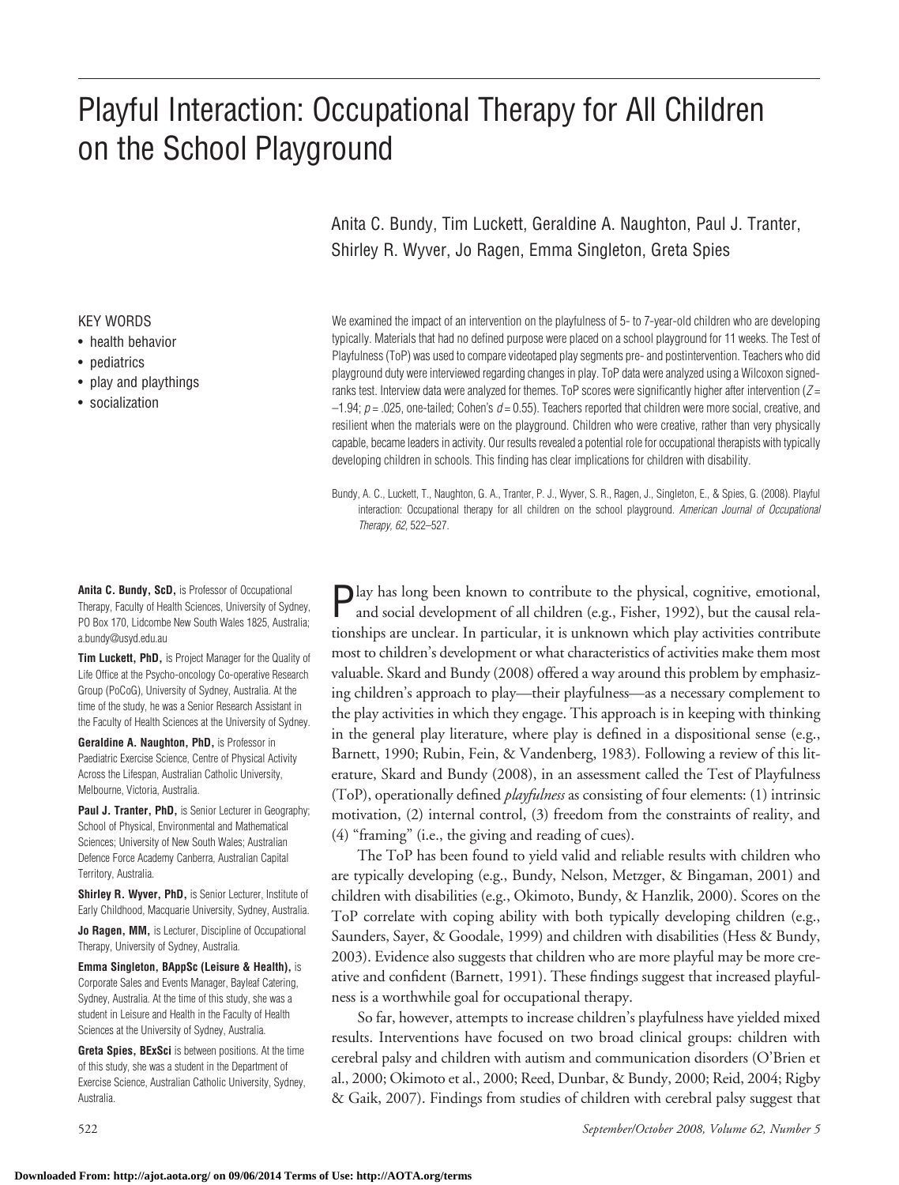# Playful Interaction: Occupational Therapy for All Children on the School Playground

Anita C. Bundy, Tim Luckett, Geraldine A. Naughton, Paul J. Tranter, Shirley R. Wyver, Jo Ragen, Emma Singleton, Greta Spies

KEY WORDS

- health behavior
- pediatrics
- play and playthings
- socialization

We examined the impact of an intervention on the playfulness of 5- to 7-year-old children who are developing typically. Materials that had no defined purpose were placed on a school playground for 11 weeks. The Test of Playfulness (ToP) was used to compare videotaped play segments pre- and postintervention. Teachers who did playground duty were interviewed regarding changes in play. ToP data were analyzed using a Wilcoxon signed-ranks test. Interview data were analyzed for themes. ToP scores were significantly higher after intervention ($Z = -1.94$; $p = .025$, one-tailed; Cohen's $d = 0.55$). Teachers reported that children were more social, creative, and resilient when the materials were on the playground. Children who were creative, rather than very physically capable, became leaders in activity. Our results revealed a potential role for occupational therapists with typically developing children in schools. This finding has clear implications for children with disability.

Bundy, A. C., Luckett, T., Naughton, G. A., Tranter, P. J., Wyver, S. R., Ragen, J., Singleton, E., & Spies, G. (2008). Playful interaction: Occupational therapy for all children on the school playground. *American Journal of Occupational Therapy, 62*, 522–527.

**Anita C. Bundy, ScD,** is Professor of Occupational Therapy, Faculty of Health Sciences, University of Sydney, PO Box 170, Lidcombe New South Wales 1825, Australia; a.bundy@usyd.edu.au

**Tim Luckett, PhD,** is Project Manager for the Quality of Life Office at the Psycho-oncology Co-operative Research Group (PoCoG), University of Sydney, Australia. At the time of the study, he was a Senior Research Assistant in the Faculty of Health Sciences at the University of Sydney.

**Geraldine A. Naughton, PhD,** is Professor in Paediatric Exercise Science, Centre of Physical Activity Across the Lifespan, Australian Catholic University, Melbourne, Victoria, Australia.

**Paul J. Tranter, PhD,** is Senior Lecturer in Geography; School of Physical, Environmental and Mathematical Sciences; University of New South Wales; Australian Defence Force Academy Canberra, Australian Capital Territory, Australia.

**Shirley R. Wyver, PhD,** is Senior Lecturer, Institute of Early Childhood, Macquarie University, Sydney, Australia.

**Jo Ragen, MM,** is Lecturer, Discipline of Occupational Therapy, University of Sydney, Australia.

**Emma Singleton, BAppSc (Leisure & Health),** is Corporate Sales and Events Manager, Bayleaf Catering, Sydney, Australia. At the time of this study, she was a student in Leisure and Health in the Faculty of Health Sciences at the University of Sydney, Australia.

**Greta Spies, BExSci** is between positions. At the time of this study, she was a student in the Department of Exercise Science, Australian Catholic University, Sydney, Australia.

Play has long been known to contribute to the physical, cognitive, emotional, and social development of all children (e.g., Fisher, 1992), but the causal relationships are unclear. In particular, it is unknown which play activities contribute most to children's development or what characteristics of activities make them most valuable. Skard and Bundy (2008) offered a way around this problem by emphasizing children's approach to play—their playfulness—as a necessary complement to the play activities in which they engage. This approach is in keeping with thinking in the general play literature, where play is defined in a dispositional sense (e.g., Barnett, 1990; Rubin, Fein, & Vandenberg, 1983). Following a review of this literature, Skard and Bundy (2008), in an assessment called the Test of Playfulness (ToP), operationally defined *playfulness* as consisting of four elements: (1) intrinsic motivation, (2) internal control, (3) freedom from the constraints of reality, and (4) "framing" (i.e., the giving and reading of cues).

The ToP has been found to yield valid and reliable results with children who are typically developing (e.g., Bundy, Nelson, Metzger, & Bingaman, 2001) and children with disabilities (e.g., Okimoto, Bundy, & Hanzlik, 2000). Scores on the ToP correlate with coping ability with both typically developing children (e.g., Saunders, Sayer, & Goodale, 1999) and children with disabilities (Hess & Bundy, 2003). Evidence also suggests that children who are more playful may be more creative and confident (Barnett, 1991). These findings suggest that increased playfulness is a worthwhile goal for occupational therapy.

So far, however, attempts to increase children's playfulness have yielded mixed results. Interventions have focused on two broad clinical groups: children with cerebral palsy and children with autism and communication disorders (O'Brien et al., 2000; Okimoto et al., 2000; Reed, Dunbar, & Bundy, 2000; Reid, 2004; Rigby & Gaik, 2007). Findings from studies of children with cerebral palsy suggest that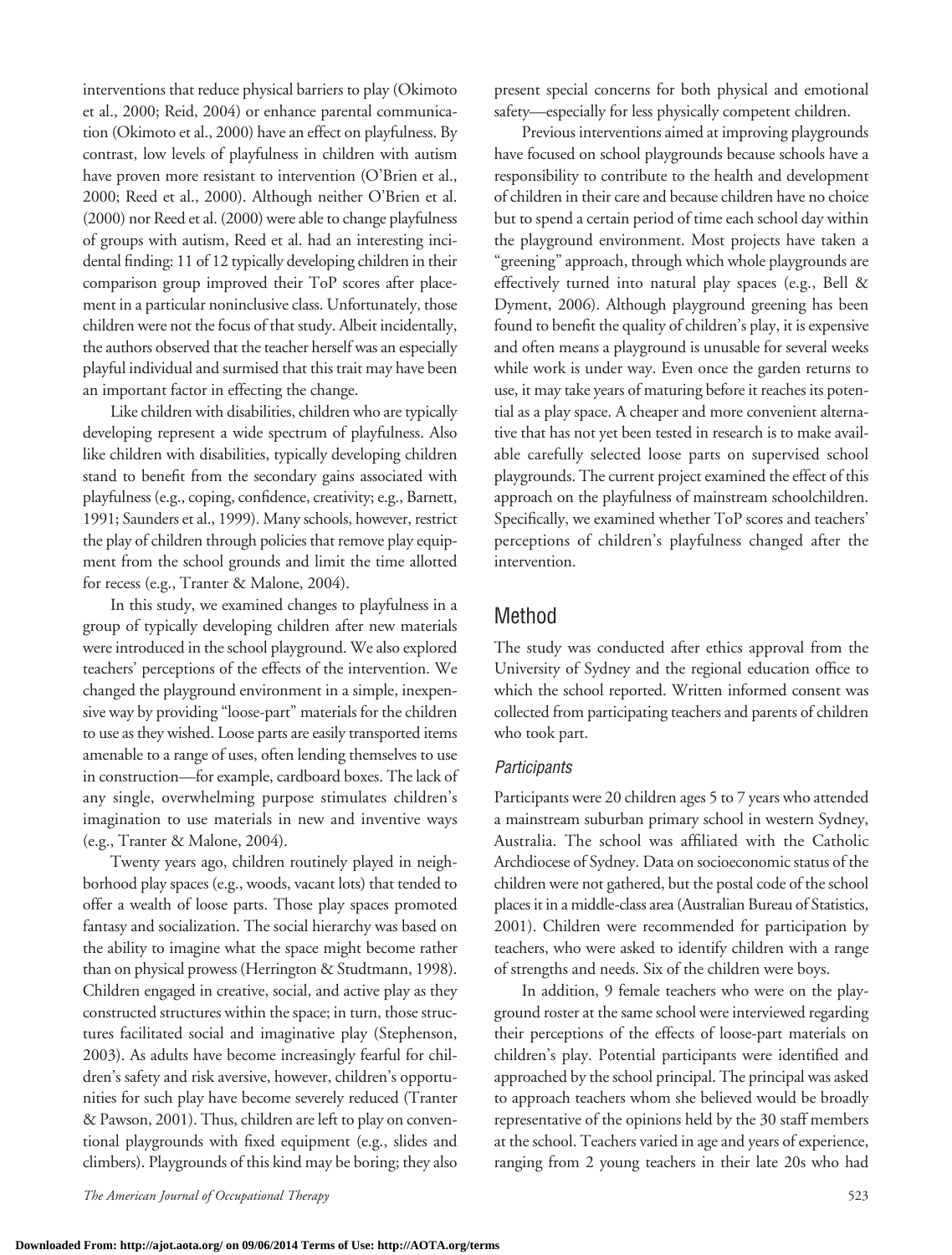interventions that reduce physical barriers to play (Okimoto et al., 2000; Reid, 2004) or enhance parental communication (Okimoto et al., 2000) have an effect on playfulness. By contrast, low levels of playfulness in children with autism have proven more resistant to intervention (O'Brien et al., 2000; Reed et al., 2000). Although neither O'Brien et al. (2000) nor Reed et al. (2000) were able to change playfulness of groups with autism, Reed et al. had an interesting incidental finding: 11 of 12 typically developing children in their comparison group improved their ToP scores after placement in a particular noninclusive class. Unfortunately, those children were not the focus of that study. Albeit incidentally, the authors observed that the teacher herself was an especially playful individual and surmised that this trait may have been an important factor in effecting the change.

Like children with disabilities, children who are typically developing represent a wide spectrum of playfulness. Also like children with disabilities, typically developing children stand to benefit from the secondary gains associated with playfulness (e.g., coping, confidence, creativity; e.g., Barnett, 1991; Saunders et al., 1999). Many schools, however, restrict the play of children through policies that remove play equipment from the school grounds and limit the time allotted for recess (e.g., Tranter & Malone, 2004).

In this study, we examined changes to playfulness in a group of typically developing children after new materials were introduced in the school playground. We also explored teachers' perceptions of the effects of the intervention. We changed the playground environment in a simple, inexpensive way by providing "loose-part" materials for the children to use as they wished. Loose parts are easily transported items amenable to a range of uses, often lending themselves to use in construction—for example, cardboard boxes. The lack of any single, overwhelming purpose stimulates children's imagination to use materials in new and inventive ways (e.g., Tranter & Malone, 2004).

Twenty years ago, children routinely played in neighborhood play spaces (e.g., woods, vacant lots) that tended to offer a wealth of loose parts. Those play spaces promoted fantasy and socialization. The social hierarchy was based on the ability to imagine what the space might become rather than on physical prowess (Herrington & Studtmann, 1998). Children engaged in creative, social, and active play as they constructed structures within the space; in turn, those structures facilitated social and imaginative play (Stephenson, 2003). As adults have become increasingly fearful for children's safety and risk aversive, however, children's opportunities for such play have become severely reduced (Tranter & Pawson, 2001). Thus, children are left to play on conventional playgrounds with fixed equipment (e.g., slides and climbers). Playgrounds of this kind may be boring; they also present special concerns for both physical and emotional safety—especially for less physically competent children.

Previous interventions aimed at improving playgrounds have focused on school playgrounds because schools have a responsibility to contribute to the health and development of children in their care and because children have no choice but to spend a certain period of time each school day within the playground environment. Most projects have taken a "greening" approach, through which whole playgrounds are effectively turned into natural play spaces (e.g., Bell & Dyment, 2006). Although playground greening has been found to benefit the quality of children's play, it is expensive and often means a playground is unusable for several weeks while work is under way. Even once the garden returns to use, it may take years of maturing before it reaches its potential as a play space. A cheaper and more convenient alternative that has not yet been tested in research is to make available carefully selected loose parts on supervised school playgrounds. The current project examined the effect of this approach on the playfulness of mainstream schoolchildren. Specifically, we examined whether ToP scores and teachers' perceptions of children's playfulness changed after the intervention.

## Method

The study was conducted after ethics approval from the University of Sydney and the regional education office to which the school reported. Written informed consent was collected from participating teachers and parents of children who took part.

### *Participants*

Participants were 20 children ages 5 to 7 years who attended a mainstream suburban primary school in western Sydney, Australia. The school was affiliated with the Catholic Archdiocese of Sydney. Data on socioeconomic status of the children were not gathered, but the postal code of the school places it in a middle-class area (Australian Bureau of Statistics, 2001). Children were recommended for participation by teachers, who were asked to identify children with a range of strengths and needs. Six of the children were boys.

In addition, 9 female teachers who were on the playground roster at the same school were interviewed regarding their perceptions of the effects of loose-part materials on children's play. Potential participants were identified and approached by the school principal. The principal was asked to approach teachers whom she believed would be broadly representative of the opinions held by the 30 staff members at the school. Teachers varied in age and years of experience, ranging from 2 young teachers in their late 20s who had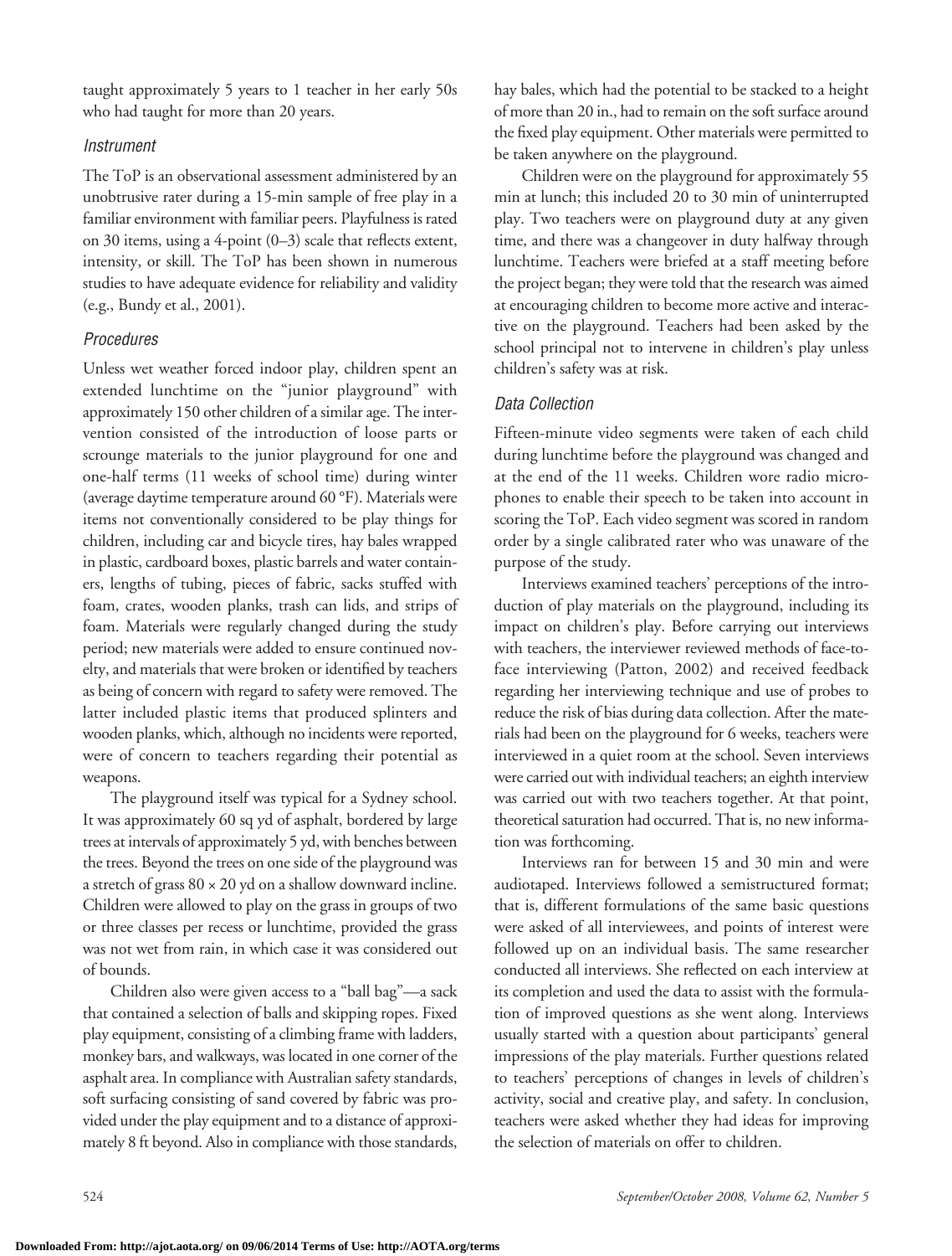taught approximately 5 years to 1 teacher in her early 50s who had taught for more than 20 years.

### Instrument

The ToP is an observational assessment administered by an unobtrusive rater during a 15-min sample of free play in a familiar environment with familiar peers. Playfulness is rated on 30 items, using a 4-point (0–3) scale that reflects extent, intensity, or skill. The ToP has been shown in numerous studies to have adequate evidence for reliability and validity (e.g., Bundy et al., 2001).

### Procedures

Unless wet weather forced indoor play, children spent an extended lunchtime on the "junior playground" with approximately 150 other children of a similar age. The intervention consisted of the introduction of loose parts or scrounge materials to the junior playground for one and one-half terms (11 weeks of school time) during winter (average daytime temperature around 60 °F). Materials were items not conventionally considered to be play things for children, including car and bicycle tires, hay bales wrapped in plastic, cardboard boxes, plastic barrels and water containers, lengths of tubing, pieces of fabric, sacks stuffed with foam, crates, wooden planks, trash can lids, and strips of foam. Materials were regularly changed during the study period; new materials were added to ensure continued novelty, and materials that were broken or identified by teachers as being of concern with regard to safety were removed. The latter included plastic items that produced splinters and wooden planks, which, although no incidents were reported, were of concern to teachers regarding their potential as weapons.

The playground itself was typical for a Sydney school. It was approximately 60 sq yd of asphalt, bordered by large trees at intervals of approximately 5 yd, with benches between the trees. Beyond the trees on one side of the playground was a stretch of grass 80 × 20 yd on a shallow downward incline. Children were allowed to play on the grass in groups of two or three classes per recess or lunchtime, provided the grass was not wet from rain, in which case it was considered out of bounds.

Children also were given access to a "ball bag"—a sack that contained a selection of balls and skipping ropes. Fixed play equipment, consisting of a climbing frame with ladders, monkey bars, and walkways, was located in one corner of the asphalt area. In compliance with Australian safety standards, soft surfacing consisting of sand covered by fabric was provided under the play equipment and to a distance of approximately 8 ft beyond. Also in compliance with those standards, hay bales, which had the potential to be stacked to a height of more than 20 in., had to remain on the soft surface around the fixed play equipment. Other materials were permitted to be taken anywhere on the playground.

Children were on the playground for approximately 55 min at lunch; this included 20 to 30 min of uninterrupted play. Two teachers were on playground duty at any given time, and there was a changeover in duty halfway through lunchtime. Teachers were briefed at a staff meeting before the project began; they were told that the research was aimed at encouraging children to become more active and interactive on the playground. Teachers had been asked by the school principal not to intervene in children's play unless children's safety was at risk.

### Data Collection

Fifteen-minute video segments were taken of each child during lunchtime before the playground was changed and at the end of the 11 weeks. Children wore radio microphones to enable their speech to be taken into account in scoring the ToP. Each video segment was scored in random order by a single calibrated rater who was unaware of the purpose of the study.

Interviews examined teachers' perceptions of the introduction of play materials on the playground, including its impact on children's play. Before carrying out interviews with teachers, the interviewer reviewed methods of face-to-face interviewing (Patton, 2002) and received feedback regarding her interviewing technique and use of probes to reduce the risk of bias during data collection. After the materials had been on the playground for 6 weeks, teachers were interviewed in a quiet room at the school. Seven interviews were carried out with individual teachers; an eighth interview was carried out with two teachers together. At that point, theoretical saturation had occurred. That is, no new information was forthcoming.

Interviews ran for between 15 and 30 min and were audiotaped. Interviews followed a semistructured format; that is, different formulations of the same basic questions were asked of all interviewees, and points of interest were followed up on an individual basis. The same researcher conducted all interviews. She reflected on each interview at its completion and used the data to assist with the formulation of improved questions as she went along. Interviews usually started with a question about participants' general impressions of the play materials. Further questions related to teachers' perceptions of changes in levels of children's activity, social and creative play, and safety. In conclusion, teachers were asked whether they had ideas for improving the selection of materials on offer to children.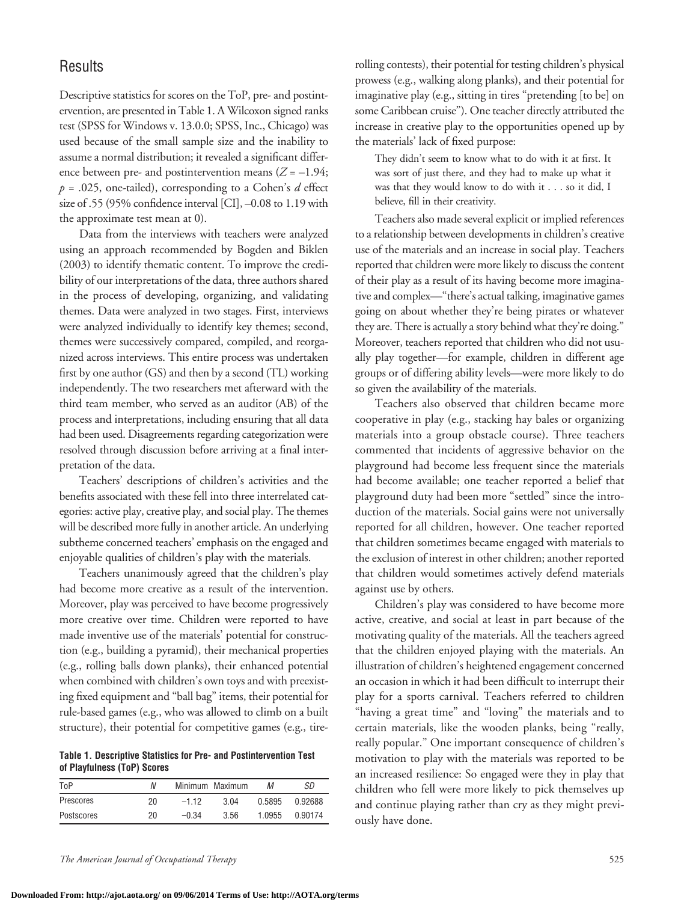## Results

Descriptive statistics for scores on the ToP, pre- and postintervention, are presented in Table 1. A Wilcoxon signed ranks test (SPSS for Windows v. 13.0.0; SPSS, Inc., Chicago) was used because of the small sample size and the inability to assume a normal distribution; it revealed a significant difference between pre- and postintervention means ($Z = -1.94$; $p = .025$, one-tailed), corresponding to a Cohen's $d$ effect size of .55 (95% confidence interval [CI], –0.08 to 1.19 with the approximate test mean at 0).

Data from the interviews with teachers were analyzed using an approach recommended by Bogden and Biklen (2003) to identify thematic content. To improve the credibility of our interpretations of the data, three authors shared in the process of developing, organizing, and validating themes. Data were analyzed in two stages. First, interviews were analyzed individually to identify key themes; second, themes were successively compared, compiled, and reorganized across interviews. This entire process was undertaken first by one author (GS) and then by a second (TL) working independently. The two researchers met afterward with the third team member, who served as an auditor (AB) of the process and interpretations, including ensuring that all data had been used. Disagreements regarding categorization were resolved through discussion before arriving at a final interpretation of the data.

Teachers' descriptions of children's activities and the benefits associated with these fell into three interrelated categories: active play, creative play, and social play. The themes will be described more fully in another article. An underlying subtheme concerned teachers' emphasis on the engaged and enjoyable qualities of children's play with the materials.

Teachers unanimously agreed that the children's play had become more creative as a result of the intervention. Moreover, play was perceived to have become progressively more creative over time. Children were reported to have made inventive use of the materials' potential for construction (e.g., building a pyramid), their mechanical properties (e.g., rolling balls down planks), their enhanced potential when combined with children's own toys and with preexisting fixed equipment and "ball bag" items, their potential for rule-based games (e.g., who was allowed to climb on a built structure), their potential for competitive games (e.g., tire-rolling contests), their potential for testing children's physical prowess (e.g., walking along planks), and their potential for imaginative play (e.g., sitting in tires "pretending [to be] on some Caribbean cruise"). One teacher directly attributed the increase in creative play to the opportunities opened up by the materials' lack of fixed purpose:

> They didn't seem to know what to do with it at first. It was sort of just there, and they had to make up what it was that they would know to do with it . . . so it did, I believe, fill in their creativity.

Teachers also made several explicit or implied references to a relationship between developments in children's creative use of the materials and an increase in social play. Teachers reported that children were more likely to discuss the content of their play as a result of its having become more imaginative and complex—"there's actual talking, imaginative games going on about whether they're being pirates or whatever they are. There is actually a story behind what they're doing." Moreover, teachers reported that children who did not usually play together—for example, children in different age groups or of differing ability levels—were more likely to do so given the availability of the materials.

Teachers also observed that children became more cooperative in play (e.g., stacking hay bales or organizing materials into a group obstacle course). Three teachers commented that incidents of aggressive behavior on the playground had become less frequent since the materials had become available; one teacher reported a belief that playground duty had been more "settled" since the introduction of the materials. Social gains were not universally reported for all children, however. One teacher reported that children sometimes became engaged with materials to the exclusion of interest in other children; another reported that children would sometimes actively defend materials against use by others.

Children's play was considered to have become more active, creative, and social at least in part because of the motivating quality of the materials. All the teachers agreed that the children enjoyed playing with the materials. An illustration of children's heightened engagement concerned an occasion in which it had been difficult to interrupt their play for a sports carnival. Teachers referred to children "having a great time" and "loving" the materials and to certain materials, like the wooden planks, being "really, really popular." One important consequence of children's motivation to play with the materials was reported to be an increased resilience: So engaged were they in play that children who fell were more likely to pick themselves up and continue playing rather than cry as they might previously have done.

**Table 1. Descriptive Statistics for Pre- and Postintervention Test of Playfulness (ToP) Scores**

| ToP | *N* | Minimum | Maximum | *M* | *SD* |
|---|---|---|---|---|---|
| Prescores | 20 | –1.12 | 3.04 | 0.5895 | 0.92688 |
| Postscores | 20 | –0.34 | 3.56 | 1.0955 | 0.90174 |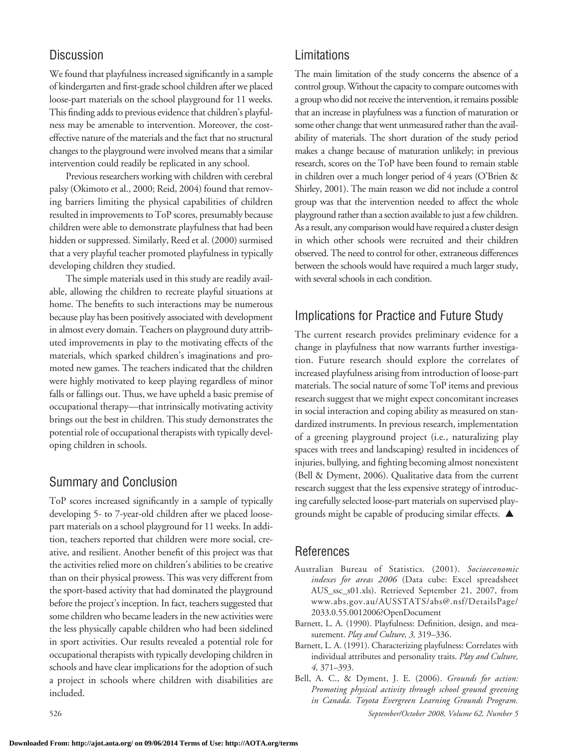## Discussion

We found that playfulness increased significantly in a sample of kindergarten and first-grade school children after we placed loose-part materials on the school playground for 11 weeks. This finding adds to previous evidence that children's playfulness may be amenable to intervention. Moreover, the cost-effective nature of the materials and the fact that no structural changes to the playground were involved means that a similar intervention could readily be replicated in any school.

Previous researchers working with children with cerebral palsy (Okimoto et al., 2000; Reid, 2004) found that removing barriers limiting the physical capabilities of children resulted in improvements to ToP scores, presumably because children were able to demonstrate playfulness that had been hidden or suppressed. Similarly, Reed et al. (2000) surmised that a very playful teacher promoted playfulness in typically developing children they studied.

The simple materials used in this study are readily available, allowing the children to recreate playful situations at home. The benefits to such interactions may be numerous because play has been positively associated with development in almost every domain. Teachers on playground duty attributed improvements in play to the motivating effects of the materials, which sparked children's imaginations and promoted new games. The teachers indicated that the children were highly motivated to keep playing regardless of minor falls or fallings out. Thus, we have upheld a basic premise of occupational therapy—that intrinsically motivating activity brings out the best in children. This study demonstrates the potential role of occupational therapists with typically developing children in schools.

## Summary and Conclusion

ToP scores increased significantly in a sample of typically developing 5- to 7-year-old children after we placed loose-part materials on a school playground for 11 weeks. In addition, teachers reported that children were more social, creative, and resilient. Another benefit of this project was that the activities relied more on children's abilities to be creative than on their physical prowess. This was very different from the sport-based activity that had dominated the playground before the project's inception. In fact, teachers suggested that some children who became leaders in the new activities were the less physically capable children who had been sidelined in sport activities. Our results revealed a potential role for occupational therapists with typically developing children in schools and have clear implications for the adoption of such a project in schools where children with disabilities are included.

## Limitations

The main limitation of the study concerns the absence of a control group. Without the capacity to compare outcomes with a group who did not receive the intervention, it remains possible that an increase in playfulness was a function of maturation or some other change that went unmeasured rather than the availability of materials. The short duration of the study period makes a change because of maturation unlikely; in previous research, scores on the ToP have been found to remain stable in children over a much longer period of 4 years (O'Brien & Shirley, 2001). The main reason we did not include a control group was that the intervention needed to affect the whole playground rather than a section available to just a few children. As a result, any comparison would have required a cluster design in which other schools were recruited and their children observed. The need to control for other, extraneous differences between the schools would have required a much larger study, with several schools in each condition.

## Implications for Practice and Future Study

The current research provides preliminary evidence for a change in playfulness that now warrants further investigation. Future research should explore the correlates of increased playfulness arising from introduction of loose-part materials. The social nature of some ToP items and previous research suggest that we might expect concomitant increases in social interaction and coping ability as measured on standardized instruments. In previous research, implementation of a greening playground project (i.e., naturalizing play spaces with trees and landscaping) resulted in incidences of injuries, bullying, and fighting becoming almost nonexistent (Bell & Dyment, 2006). Qualitative data from the current research suggest that the less expensive strategy of introducing carefully selected loose-part materials on supervised playgrounds might be capable of producing similar effects. ▲

## References

Australian Bureau of Statistics. (2001). *Socioeconomic indexes for areas 2006* (Data cube: Excel spreadsheet AUS_ssc_s01.xls). Retrieved September 21, 2007, from www.abs.gov.au/AUSSTATS/abs@.nsf/DetailsPage/2033.0.55.0012006?OpenDocument

Barnett, L. A. (1990). Playfulness: Definition, design, and measurement. *Play and Culture, 3,* 319–336.

Barnett, L. A. (1991). Characterizing playfulness: Correlates with individual attributes and personality traits. *Play and Culture, 4,* 371–393.

Bell, A. C., & Dyment, J. E. (2006). *Grounds for action: Promoting physical activity through school ground greening in Canada. Toyota Evergreen Learning Grounds Program.*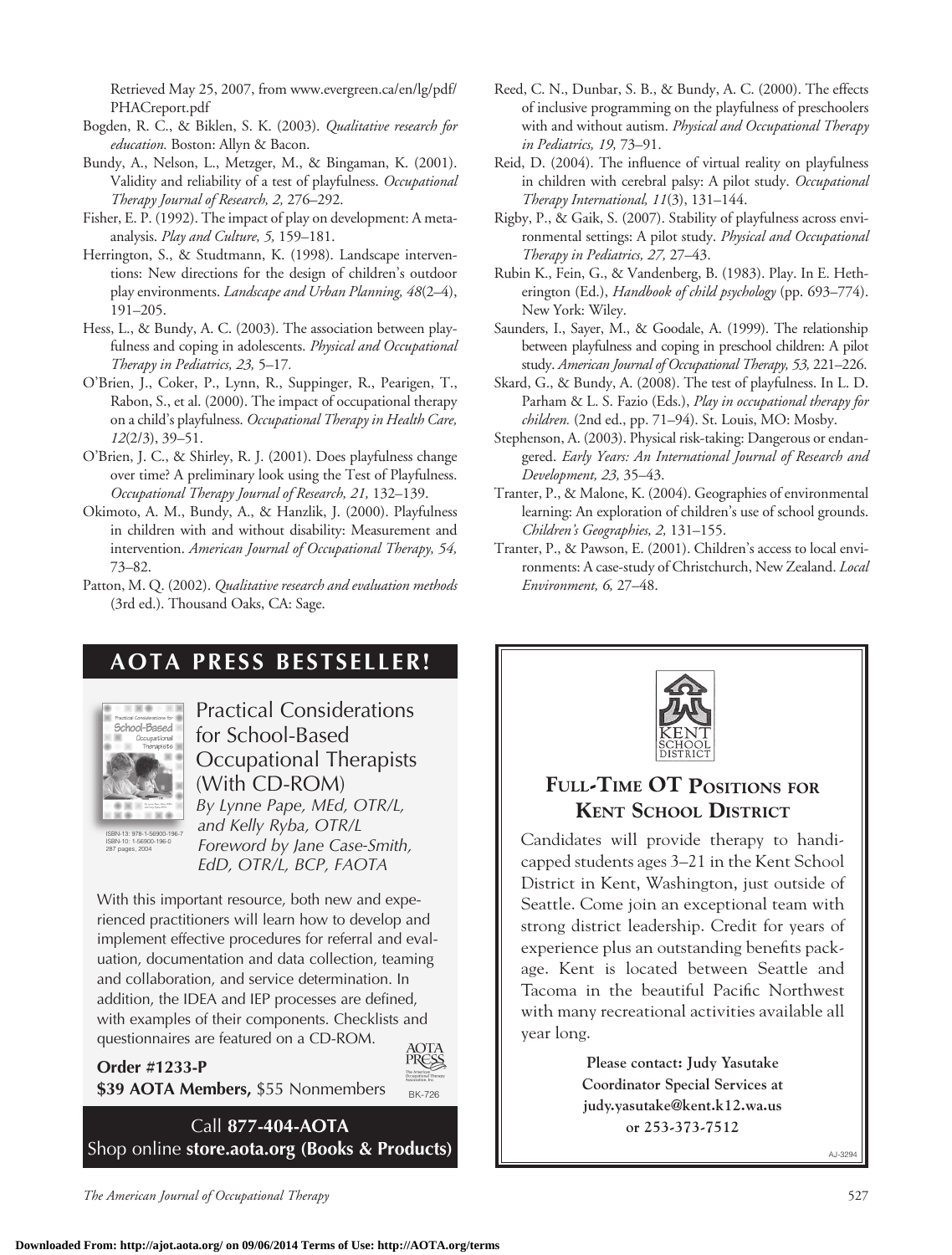Retrieved May 25, 2007, from www.evergreen.ca/en/lg/pdf/PHACreport.pdf

Bogden, R. C., & Biklen, S. K. (2003). *Qualitative research for education.* Boston: Allyn & Bacon.

Bundy, A., Nelson, L., Metzger, M., & Bingaman, K. (2001). Validity and reliability of a test of playfulness. *Occupational Therapy Journal of Research, 2,* 276–292.

Fisher, E. P. (1992). The impact of play on development: A meta-analysis. *Play and Culture, 5,* 159–181.

Herrington, S., & Studtmann, K. (1998). Landscape interventions: New directions for the design of children's outdoor play environments. *Landscape and Urban Planning, 48*(2–4), 191–205.

Hess, L., & Bundy, A. C. (2003). The association between playfulness and coping in adolescents. *Physical and Occupational Therapy in Pediatrics, 23,* 5–17.

O'Brien, J., Coker, P., Lynn, R., Suppinger, R., Pearigen, T., Rabon, S., et al. (2000). The impact of occupational therapy on a child's playfulness. *Occupational Therapy in Health Care, 12*(2/3), 39–51.

O'Brien, J. C., & Shirley, R. J. (2001). Does playfulness change over time? A preliminary look using the Test of Playfulness. *Occupational Therapy Journal of Research, 21,* 132–139.

Okimoto, A. M., Bundy, A., & Hanzlik, J. (2000). Playfulness in children with and without disability: Measurement and intervention. *American Journal of Occupational Therapy, 54,* 73–82.

Patton, M. Q. (2002). *Qualitative research and evaluation methods* (3rd ed.). Thousand Oaks, CA: Sage.

Reed, C. N., Dunbar, S. B., & Bundy, A. C. (2000). The effects of inclusive programming on the playfulness of preschoolers with and without autism. *Physical and Occupational Therapy in Pediatrics, 19,* 73–91.

Reid, D. (2004). The influence of virtual reality on playfulness in children with cerebral palsy: A pilot study. *Occupational Therapy International, 11*(3), 131–144.

Rigby, P., & Gaik, S. (2007). Stability of playfulness across environmental settings: A pilot study. *Physical and Occupational Therapy in Pediatrics, 27,* 27–43.

Rubin K., Fein, G., & Vandenberg, B. (1983). Play. In E. Hetherington (Ed.), *Handbook of child psychology* (pp. 693–774). New York: Wiley.

Saunders, I., Sayer, M., & Goodale, A. (1999). The relationship between playfulness and coping in preschool children: A pilot study. *American Journal of Occupational Therapy, 53,* 221–226.

Skard, G., & Bundy, A. (2008). The test of playfulness. In L. D. Parham & L. S. Fazio (Eds.), *Play in occupational therapy for children.* (2nd ed., pp. 71–94). St. Louis, MO: Mosby.

Stephenson, A. (2003). Physical risk-taking: Dangerous or endangered. *Early Years: An International Journal of Research and Development, 23,* 35–43.

Tranter, P., & Malone, K. (2004). Geographies of environmental learning: An exploration of children's use of school grounds. *Children's Geographies, 2,* 131–155.

Tranter, P., & Pawson, E. (2001). Children's access to local environments: A case-study of Christchurch, New Zealand. *Local Environment, 6,* 27–48.

## AOTA PRESS BESTSELLER!

Practical Considerations for School-Based Occupational Therapists (With CD-ROM)

*By Lynne Pape, MEd, OTR/L, and Kelly Ryba, OTR/L*
*Foreword by Jane Case-Smith, EdD, OTR/L, BCP, FAOTA*

ISBN-13: 978-1-56900-196-7
ISBN-10: 1-56900-196-0
287 pages, 2004

With this important resource, both new and experienced practitioners will learn how to develop and implement effective procedures for referral and evaluation, documentation and data collection, teaming and collaboration, and service determination. In addition, the IDEA and IEP processes are defined, with examples of their components. Checklists and questionnaires are featured on a CD-ROM.

**Order #1233-P**
**$39 AOTA Members,** $55 Nonmembers

BK-726

Call **877-404-AOTA**
Shop online **store.aota.org (Books & Products)**

KENT SCHOOL DISTRICT

## FULL-TIME OT POSITIONS FOR KENT SCHOOL DISTRICT

Candidates will provide therapy to handicapped students ages 3–21 in the Kent School District in Kent, Washington, just outside of Seattle. Come join an exceptional team with strong district leadership. Credit for years of experience plus an outstanding benefits package. Kent is located between Seattle and Tacoma in the beautiful Pacific Northwest with many recreational activities available all year long.

**Please contact: Judy Yasutake**
**Coordinator Special Services at**
**judy.yasutake@kent.k12.wa.us**
**or 253-373-7512**

AJ-3294